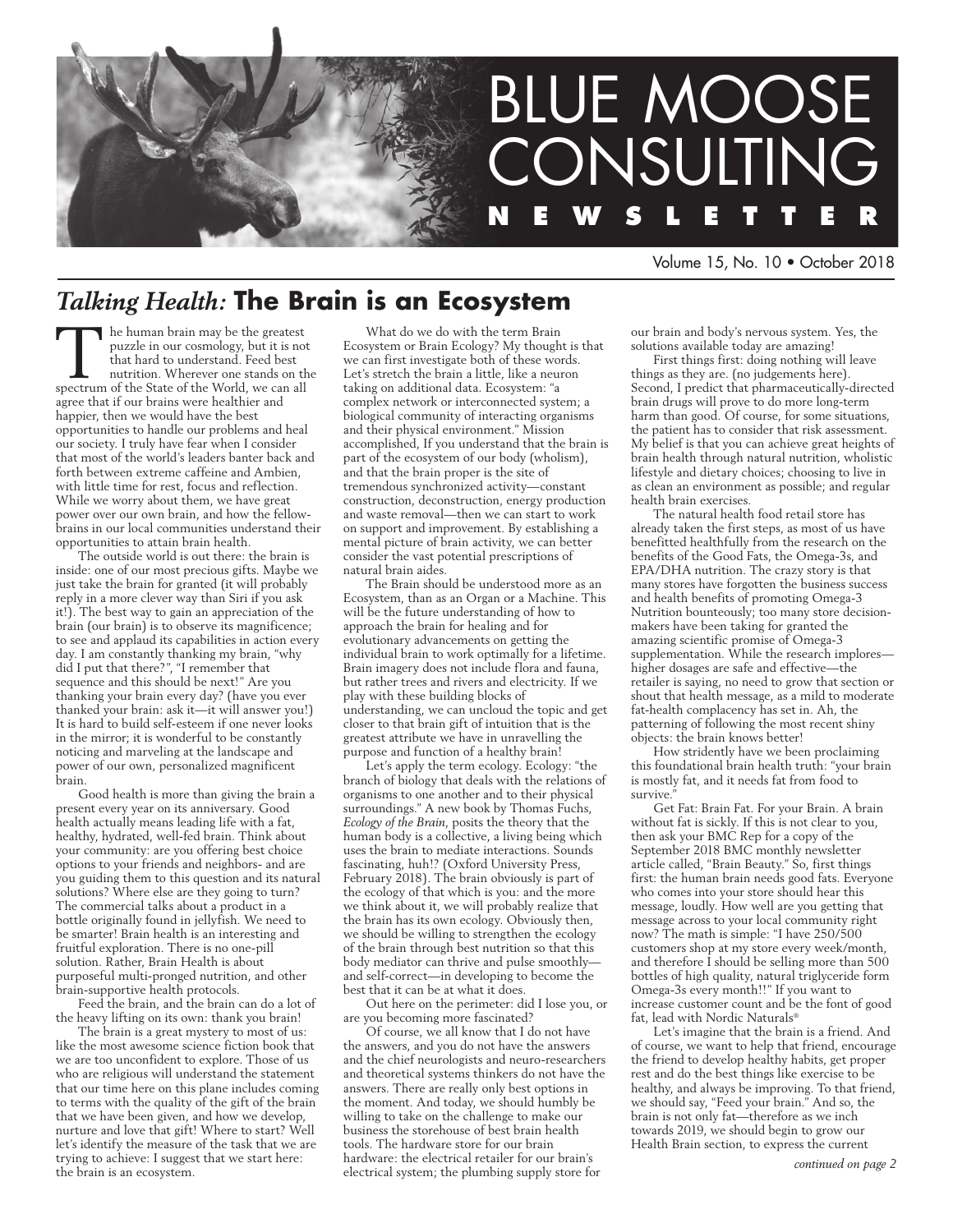# BLUE MOOSE CONSULTING NEWSLETTER

Volume 15, No. 10 • October 2018

## *Talking Health:* The Brain is an Ecosystem

The human brain may be the greatest puzzle in our cosmology, but it is not that hard to understand. Feed best nutrition. Wherever one stands on the spectrum of the State of the World, we can all agree that if our brains were healthier and happier, then we would have the best opportunities to handle our problems and heal our society. I truly have fear when I consider that most of the world's leaders banter back and forth between extreme caffeine and Ambien, with little time for rest, focus and reflection. While we worry about them, we have great power over our own brain, and how the fellow-brains in our local communities understand their opportunities to attain brain health.

The outside world is out there: the brain is inside: one of our most precious gifts. Maybe we just take the brain for granted (it will probably reply in a more clever way than Siri if you ask it!). The best way to gain an appreciation of the brain (our brain) is to observe its magnificence; to see and applaud its capabilities in action every day. I am constantly thanking my brain, "why did I put that there?", "I remember that sequence and this should be next!" Are you thanking your brain every day? (have you ever thanked your brain: ask it—it will answer you!) It is hard to build self-esteem if one never looks in the mirror; it is wonderful to be constantly noticing and marveling at the landscape and power of our own, personalized magnificent brain.

Good health is more than giving the brain a present every year on its anniversary. Good health actually means leading life with a fat, healthy, hydrated, well-fed brain. Think about your community: are you offering best choice options to your friends and neighbors- and are you guiding them to this question and its natural solutions? Where else are they going to turn? The commercial talks about a product in a bottle originally found in jellyfish. We need to be smarter! Brain health is an interesting and fruitful exploration. There is no one-pill solution. Rather, Brain Health is about purposeful multi-pronged nutrition, and other brain-supportive health protocols.

Feed the brain, and the brain can do a lot of the heavy lifting on its own: thank you brain!

The brain is a great mystery to most of us: like the most awesome science fiction book that we are too unconfident to explore. Those of us who are religious will understand the statement that our time here on this plane includes coming to terms with the quality of the gift of the brain that we have been given, and how we develop, nurture and love that gift! Where to start? Well let's identify the measure of the task that we are trying to achieve: I suggest that we start here: the brain is an ecosystem.

What do we do with the term Brain Ecosystem or Brain Ecology? My thought is that we can first investigate both of these words. Let's stretch the brain a little, like a neuron taking on additional data. Ecosystem: "a complex network or interconnected system; a biological community of interacting organisms and their physical environment." Mission accomplished, If you understand that the brain is part of the ecosystem of our body (wholism), and that the brain proper is the site of tremendous synchronized activity—constant construction, deconstruction, energy production and waste removal—then we can start to work on support and improvement. By establishing a mental picture of brain activity, we can better consider the vast potential prescriptions of natural brain aides.

The Brain should be understood more as an Ecosystem, than as an Organ or a Machine. This will be the future understanding of how to approach the brain for healing and for evolutionary advancements on getting the individual brain to work optimally for a lifetime. Brain imagery does not include flora and fauna, but rather trees and rivers and electricity. If we play with these building blocks of understanding, we can uncloud the topic and get closer to that brain gift of intuition that is the greatest attribute we have in unravelling the purpose and function of a healthy brain!

Let's apply the term ecology. Ecology: "the branch of biology that deals with the relations of organisms to one another and to their physical surroundings." A new book by Thomas Fuchs, *Ecology of the Brain*, posits the theory that the human body is a collective, a living being which uses the brain to mediate interactions. Sounds fascinating, huh!? (Oxford University Press, February 2018). The brain obviously is part of the ecology of that which is you: and the more we think about it, we will probably realize that the brain has its own ecology. Obviously then, we should be willing to strengthen the ecology of the brain through best nutrition so that this body mediator can thrive and pulse smoothly—and self-correct—in developing to become the best that it can be at what it does.

Out here on the perimeter: did I lose you, or are you becoming more fascinated?

Of course, we all know that I do not have the answers, and you do not have the answers and the chief neurologists and neuro-researchers and theoretical systems thinkers do not have the answers. There are really only best options in the moment. And today, we should humbly be willing to take on the challenge to make our business the storehouse of best brain health tools. The hardware store for our brain hardware: the electrical retailer for our brain's electrical system; the plumbing supply store for our brain and body's nervous system. Yes, the solutions available today are amazing!

First things first: doing nothing will leave things as they are. (no judgements here). Second, I predict that pharmaceutically-directed brain drugs will prove to do more long-term harm than good. Of course, for some situations, the patient has to consider that risk assessment. My belief is that you can achieve great heights of brain health through natural nutrition, wholistic lifestyle and dietary choices; choosing to live in as clean an environment as possible; and regular health brain exercises.

The natural health food retail store has already taken the first steps, as most of us have benefitted healthfully from the research on the benefits of the Good Fats, the Omega-3s, and EPA/DHA nutrition. The crazy story is that many stores have forgotten the business success and health benefits of promoting Omega-3 Nutrition bounteously; too many store decision-makers have been taking for granted the amazing scientific promise of Omega-3 supplementation. While the research implores—higher dosages are safe and effective—the retailer is saying, no need to grow that section or shout that health message, as a mild to moderate fat-health complacency has set in. Ah, the patterning of following the most recent shiny objects: the brain knows better!

How stridently have we been proclaiming this foundational brain health truth: "your brain is mostly fat, and it needs fat from food to survive."

Get Fat: Brain Fat. For your Brain. A brain without fat is sickly. If this is not clear to you, then ask your BMC Rep for a copy of the September 2018 BMC monthly newsletter article called, "Brain Beauty." So, first things first: the human brain needs good fats. Everyone who comes into your store should hear this message, loudly. How well are you getting that message across to your local community right now? The math is simple: "I have 250/500 customers shop at my store every week/month, and therefore I should be selling more than 500 bottles of high quality, natural triglyceride form Omega-3s every month!!" If you want to increase customer count and be the font of good fat, lead with Nordic Naturals®

Let's imagine that the brain is a friend. And of course, we want to help that friend, encourage the friend to develop healthy habits, get proper rest and do the best things like exercise to be healthy, and always be improving. To that friend, we should say, "Feed your brain." And so, the brain is not only fat—therefore as we inch towards 2019, we should begin to grow our Health Brain section, to express the current

*continued on page 2*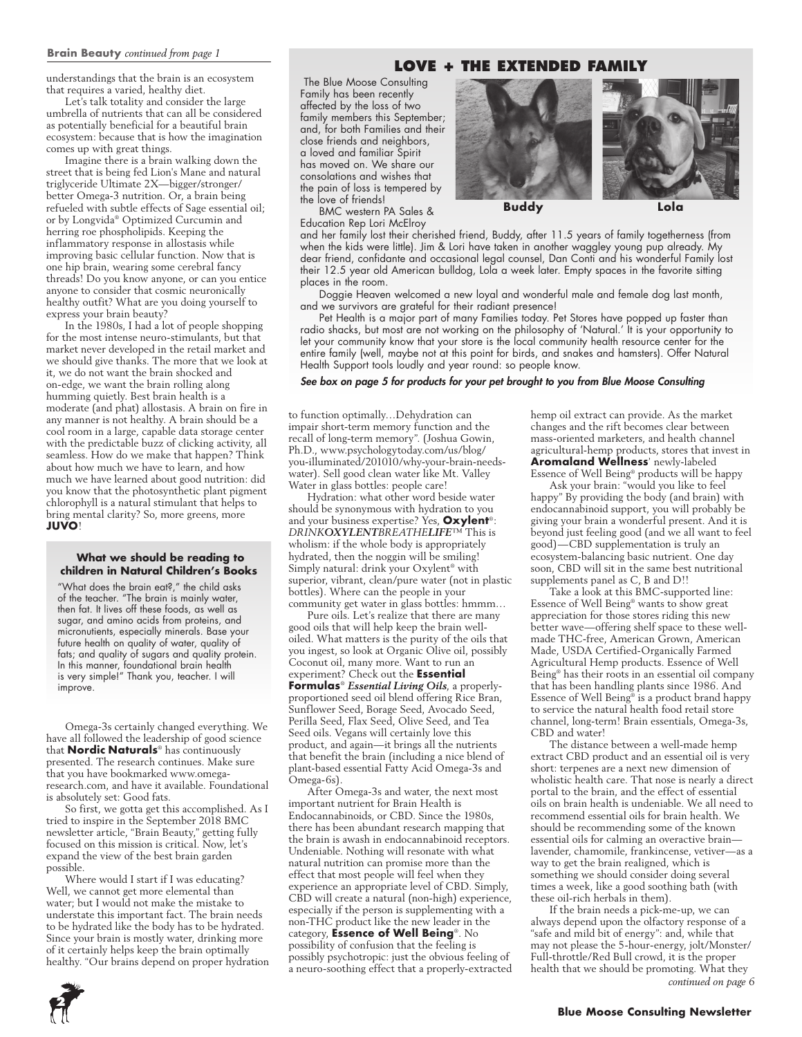**Brain Beauty** *continued from page 1*

understandings that the brain is an ecosystem that requires a varied, healthy diet.

Let's talk totality and consider the large umbrella of nutrients that can all be considered as potentially beneficial for a beautiful brain ecosystem: because that is how the imagination comes up with great things.

Imagine there is a brain walking down the street that is being fed Lion's Mane and natural triglyceride Ultimate 2X—bigger/stronger/better Omega-3 nutrition. Or, a brain being refueled with subtle effects of Sage essential oil; or by Longvida® Optimized Curcumin and herring roe phospholipids. Keeping the inflammatory response in allostasis while improving basic cellular function. Now that is one hip brain, wearing some cerebral fancy threads! Do you know anyone, or can you entice anyone to consider that cosmic neuronically healthy outfit? What are you doing yourself to express your brain beauty?

In the 1980s, I had a lot of people shopping for the most intense neuro-stimulants, but that market never developed in the retail market and we should give thanks. The more that we look at it, we do not want the brain shocked and on-edge, we want the brain rolling along humming quietly. Best brain health is a moderate (and phat) allostasis. A brain on fire in any manner is not healthy. A brain should be a cool room in a large, capable data storage center with the predictable buzz of clicking activity, all seamless. How do we make that happen? Think about how much we have to learn, and how much we have learned about good nutrition: did you know that the photosynthetic plant pigment chlorophyll is a natural stimulant that helps to bring mental clarity? So, more greens, more **JUVO**!

> **What we should be reading to children in Natural Children's Books**
>
> "What does the brain eat?," the child asks of the teacher. "The brain is mainly water, then fat. It lives off these foods, as well as sugar, and amino acids from proteins, and micronutrients, especially minerals. Base your future health on quality of water, quality of fats; and quality of sugars and quality protein. In this manner, foundational brain health is very simple!" Thank you, teacher. I will improve.

Omega-3s certainly changed everything. We have all followed the leadership of good science that **Nordic Naturals**® has continuously presented. The research continues. Make sure that you have bookmarked www.omega-research.com, and have it available. Foundational is absolutely set: Good fats.

So first, we gotta get this accomplished. As I tried to inspire in the September 2018 BMC newsletter article, "Brain Beauty," getting fully focused on this mission is critical. Now, let's expand the view of the best brain garden possible.

Where would I start if I was educating? Well, we cannot get more elemental than water; but I would not make the mistake to understate this important fact. The brain needs to be hydrated like the body has to be hydrated. Since your brain is mostly water, drinking more of it certainly helps keep the brain optimally healthy. "Our brains depend on proper hydration to function optimally…Dehydration can impair short-term memory function and the recall of long-term memory". (Joshua Gowin, Ph.D., www.psychologytoday.com/us/blog/you-illuminated/201010/why-your-brain-needs-water). Sell good clean water like Mt. Valley Water in glass bottles: people care!

Hydration: what other word beside water should be synonymous with hydration to you and your business expertise? Yes, **Oxylent**®: *DRINKOXYLENTBREATHELIFE*™ This is wholism: if the whole body is appropriately hydrated, then the noggin will be smiling! Simply natural: drink your Oxylent® with superior, vibrant, clean/pure water (not in plastic bottles). Where can the people in your community get water in glass bottles: hmmm…

Pure oils. Let's realize that there are many good oils that will help keep the brain well-oiled. What matters is the purity of the oils that you ingest, so look at Organic Olive oil, possibly Coconut oil, many more. Want to run an experiment? Check out the **Essential Formulas**® ***Essential Living Oils***, a properly-proportioned seed oil blend offering Rice Bran, Sunflower Seed, Borage Seed, Avocado Seed, Perilla Seed, Flax Seed, Olive Seed, and Tea Seed oils. Vegans will certainly love this product, and again—it brings all the nutrients that benefit the brain (including a nice blend of plant-based essential Fatty Acid Omega-3s and Omega-6s).

After Omega-3s and water, the next most important nutrient for Brain Health is Endocannabinoids, or CBD. Since the 1980s, there has been abundant research mapping that the brain is awash in endocannabinoid receptors. Undeniable. Nothing will resonate with what natural nutrition can promise more than the effect that most people will feel when they experience an appropriate level of CBD. Simply, CBD will create a natural (non-high) experience, especially if the person is supplementing with a non-THC product like the new leader in the category, **Essence of Well Being**®. No possibility of confusion that the feeling is possibly psychotropic: just the obvious feeling of a neuro-soothing effect that a properly-extracted hemp oil extract can provide. As the market changes and the rift becomes clear between mass-oriented marketers, and health channel agricultural-hemp products, stores that invest in **Aromaland Wellness**' newly-labeled Essence of Well Being® products will be happy

Ask your brain: "would you like to feel happy" By providing the body (and brain) with endocannabinoid support, you will probably be giving your brain a wonderful present. And it is beyond just feeling good (and we all want to feel good)—CBD supplementation is truly an ecosystem-balancing basic nutrient. One day soon, CBD will sit in the same best nutritional supplements panel as C, B and D!!

Take a look at this BMC-supported line: Essence of Well Being® wants to show great appreciation for those stores riding this new better wave—offering shelf space to these well-made THC-free, American Grown, American Made, USDA Certified-Organically Farmed Agricultural Hemp products. Essence of Well Being® has their roots in an essential oil company that has been handling plants since 1986. And Essence of Well Being® is a product brand happy to service the natural health food retail store channel, long-term! Brain essentials, Omega-3s, CBD and water!

The distance between a well-made hemp extract CBD product and an essential oil is very short: terpenes are a next new dimension of wholistic health care. That nose is nearly a direct portal to the brain, and the effect of essential oils on brain health is undeniable. We all need to recommend essential oils for brain health. We should be recommending some of the known essential oils for calming an overactive brain—lavender, chamomile, frankincense, vetiver—as a way to get the brain realigned, which is something we should consider doing several times a week, like a good soothing bath (with these oil-rich herbals in them).

If the brain needs a pick-me-up, we can always depend upon the olfactory response of a "safe and mild bit of energy": and, while that may not please the 5-hour-energy, jolt/Monster/Full-throttle/Red Bull crowd, it is the proper health that we should be promoting. What they

*continued on page 6*

## LOVE + THE EXTENDED FAMILY

The Blue Moose Consulting Family has been recently affected by the loss of two family members this September; and, for both Families and their close friends and neighbors, a loved and familiar Spirit has moved on. We share our consolations and wishes that the pain of loss is tempered by the love of friends!

**Buddy** **Lola**

BMC western PA Sales & Education Rep Lori McElroy and her family lost their cherished friend, Buddy, after 11.5 years of family togetherness (from when the kids were little). Jim & Lori have taken in another waggley young pup already. My dear friend, confidante and occasional legal counsel, Dan Conti and his wonderful Family lost their 12.5 year old American bulldog, Lola a week later. Empty spaces in the favorite sitting places in the room.

Doggie Heaven welcomed a new loyal and wonderful male and female dog last month, and we survivors are grateful for their radiant presence!

Pet Health is a major part of many Families today. Pet Stores have popped up faster than radio shacks, but most are not working on the philosophy of 'Natural.' It is your opportunity to let your community know that your store is the local community health resource center for the entire family (well, maybe not at this point for birds, and snakes and hamsters). Offer Natural Health Support tools loudly and year round: so people know.

***See box on page 5 for products for your pet brought to you from Blue Moose Consulting***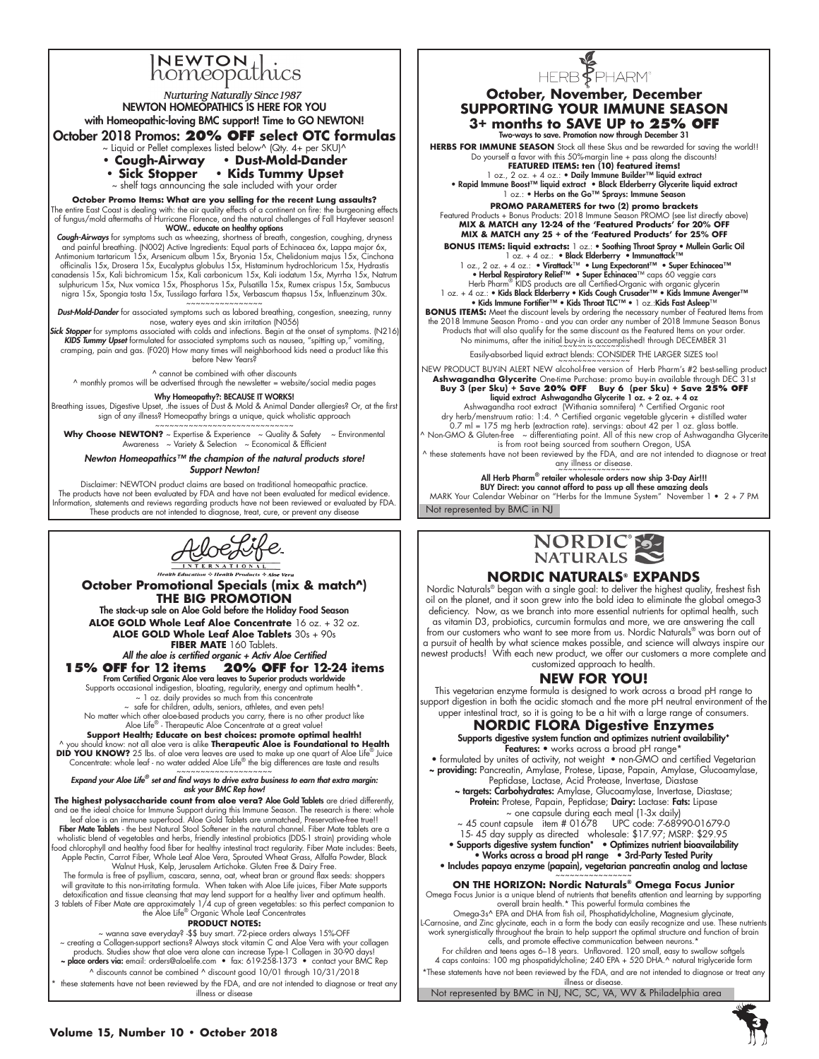# NEWTON homeopathics

*Nurturing Naturally Since 1987*

**NEWTON HOMEOPATHICS IS HERE FOR YOU with Homeopathic-loving BMC support! Time to GO NEWTON!**

## October 2018 Promos: 20% OFF select OTC formulas

~ Liquid or Pellet complexes listed below^ (Qty. 4+ per SKU)^

- **Cough-Airway**
- **Dust-Mold-Dander**
- **Sick Stopper**
- **Kids Tummy Upset**

~ shelf tags announcing the sale included with your order

**October Promo Items: What are you selling for the recent Lung assaults?**
The entire East Coast is dealing with: the air quality effects of a continent on fire: the burgeoning effects of fungus/mold aftermaths of Hurricane Florence, and the natural challenges of Fall Hayfever season!
**WOW.. educate on healthy options**

***Cough-Airways*** for symptoms such as wheezing, shortness of breath, congestion, coughing, dryness and painful breathing. (N002) Active Ingredients: Equal parts of Echinacea 6x, Lappa major 6x, Antimonium tartaricum 15x, Arsenicum album 15x, Bryonia 15x, Chelidonium majus 15x, Cinchona officinalis 15x, Drosera 15x, Eucalyptus globulus 15x, Histaminum hydrochloricum 15x, Hydrastis canadensis 15x, Kali bichromicum 15x, Kali carbonicum 15x, Kali iodatum 15x, Myrrha 15x, Natrum sulphuricum 15x, Nux vomica 15x, Phosphorus 15x, Pulsatilla 15x, Rumex crispus 15x, Sambucus nigra 15x, Spongia tosta 15x, Tussilago farfara 15x, Verbascum thapsus 15x, Influenzinum 30x.

~~~~~~~~~~~~~~~~

***Dust-Mold-Dander*** for associated symptoms such as labored breathing, congestion, sneezing, runny nose, watery eyes and skin irritation (N056)

***Sick Stopper*** for symptoms associated with colds and infections. Begin at the onset of symptoms. (N216)

***KIDS Tummy Upset*** formulated for associated symptoms such as nausea, "spitting up," vomiting, cramping, pain and gas. (F020) How many times will neighborhood kids need a product like this before New Years?

^ cannot be combined with other discounts
^ monthly promos will be advertised through the newsletter = website/social media pages

**Why Homeopathy?: BECAUSE IT WORKS!**
Breathing issues, Digestive Upset, .the issues of Dust & Mold & Animal Dander allergies? Or, at the first sign of any illness? Homeopathy brings a unique, quick wholistic approach

~~~~~~~~~~~~~~~~~~~~~~~~~~~~

**Why Choose NEWTON?** ~ Expertise & Experience ~ Quality & Safety ~ Environmental Awareness ~ Variety & Selection ~ Economical & Efficient

***Newton Homeopathics™ the champion of the natural products store! Support Newton!***

Disclaimer: NEWTON product claims are based on traditional homeopathic practice. The products have not been evaluated by FDA and have not been evaluated for medical evidence. Information, statements and reviews regarding products have not been reviewed or evaluated by FDA. These products are not intended to diagnose, treat, cure, or prevent any disease

---

# HERB PHARM®

## October, November, December SUPPORTING YOUR IMMUNE SEASON 3+ months to SAVE UP to 25% OFF

**Two-ways to save. Promotion now through December 31**

**HERBS FOR IMMUNE SEASON** Stock all these Skus and be rewarded for saving the world!! Do yourself a favor with this 50%-margin line + pass along the discounts!

**FEATURED ITEMS: ten (10) featured items!**
1 oz., 2 oz. + 4 oz.: • Daily Immune Builder™ liquid extract
• Rapid Immune Boost™ liquid extract • Black Elderberry Glycerite liquid extract
1 oz.: • Herbs on the Go™ Sprays: Immune Season

**PROMO PARAMETERS for two (2) promo brackets**
Featured Products + Bonus Products: 2018 Immune Season PROMO (see list directly above)
**MIX & MATCH any 12-24 of the 'Featured Products' for 20% OFF**
**MIX & MATCH any 25 + of the 'Featured Products' for 25% OFF**

**BONUS ITEMS: liquid extracts:** 1 oz.: • Soothing Throat Spray • Mullein Garlic Oil
1 oz. + 4 oz.: • Black Elderberry • Immunattack™
1 oz., 2 oz. + 4 oz.: • Virattack™ • Lung Expectorant™ • Super Echinacea™
• Herbal Respiratory Relief™ • Super Echinacea™ caps 60 veggie cars
Herb Pharm® KIDS products are all Certified-Organic with organic glycerin
1 oz. + 4 oz.: • Kids Black Elderberry • Kids Cough Crusader™ • Kids Immune Avenger™
• Kids Immune Fortifier™ • Kids Throat TLC™ • 1 oz.:Kids Fast Asleep™

**BONUS ITEMS:** Meet the discount levels by ordering the necessary number of Featured Items from the 2018 Immune Season Promo - and you can order any number of 2018 Immune Season Bonus Products that will also qualify for the same discount as the Featured Items on your order. No minimums, after the initial buy-in is accomplished! through DECEMBER 31

~~~~~~~~~~~~~~~~

Easily-absorbed liquid extract blends: CONSIDER THE LARGER SIZES too!

~~~~~~~~~~~~~~~~

NEW PRODUCT BUY-IN ALERT NEW alcohol-free version of Herb Pharm's #2 best-selling product
**Ashwagandha Glycerite** One-time Purchase: promo buy-in available through DEC 31st
**Buy 3 (per Sku) + Save 20% OFF Buy 6 (per Sku) + Save 25% OFF**
**liquid extract Ashwagandha Glycerite 1 oz. + 2 oz. + 4 oz**
Ashwagandha root extract (Withania somnifera) ^ Certified Organic root
dry herb/menstruum ratio: 1:4. ^ Certified organic vegetable glycerin + distilled water
0.7 ml = 175 mg herb (extraction rate). servings: about 42 per 1 oz. glass bottle.
^ Non-GMO & Gluten-free ~ differentiating point. All of this new crop of Ashwagandha Glycerite is from root being sourced from southern Oregon, USA
^ these statements have not been reviewed by the FDA, and are not intended to diagnose or treat any illness or disease.

~~~~~~~~~~~~~~~~

**All Herb Pharm® retailer wholesale orders now ship 3-Day Air!!!**
**BUY Direct: you cannot afford to pass up all these amazing deals**
MARK Your Calendar Webinar on "Herbs for the Immune System" November 1 • 2 + 7 PM

Not represented by BMC in NJ

---

# AloeLife INTERNATIONAL

*Health Education ❖ Health Products ❖ Aloe Vera*

## October Promotional Specials (mix & match^) THE BIG PROMOTION

**The stack-up sale on Aloe Gold before the Holiday Food Season**

**ALOE GOLD Whole Leaf Aloe Concentrate** 16 oz. + 32 oz.
**ALOE GOLD Whole Leaf Aloe Tablets** 30s + 90s
**FIBER MATE** 160 Tablets.

***All the aloe is certified organic + Activ Aloe Certified***

## 15% OFF for 12 items 20% OFF for 12-24 items

**From Certified Organic Aloe vera leaves to Superior products worldwide**
Supports occasional indigestion, bloating, regularity, energy and optimum health*.
~ 1 oz. daily provides so much from this concentrate
~ safe for children, adults, seniors, athletes, and even pets!
No matter which other aloe-based products you carry, there is no other product like Aloe Life® - Therapeutic Aloe Concentrate at a great value!

**Support Health; Educate on best choices: promote optimal health!**
^ you should know: not all aloe vera is alike **Therapeutic Aloe is Foundational to Health**
**DID YOU KNOW?** 25 lbs. of aloe vera leaves are used to make up one quart of Aloe Life® Juice Concentrate: whole leaf - no water added Aloe Life® the big differences are taste and results

~~~~~~~~~~~~~~~~~~~

***Expand your Aloe Life® set and find ways to drive extra business to earn that extra margin: ask your BMC Rep how!***

**The highest polysaccharide count from aloe vera? Aloe Gold Tablets** are dried differently, and ae the ideal choice for Immune Support during this Immune Season. The research is there: whole leaf aloe is an immune superfood. Aloe Gold Tablets are unmatched, Preservative-free true!!

**Fiber Mate Tablets** - the best Natural Stool Softener in the natural channel. Fiber Mate tablets are a wholistic blend of vegetables and herbs, friendly intestinal probiotics (DDS-1 strain) providing whole food chlorophyll and healthy food fiber for healthy intestinal tract regularity. Fiber Mate includes: Beets, Apple Pectin, Carrot Fiber, Whole Leaf Aloe Vera, Sprouted Wheat Grass, Alfalfa Powder, Black Walnut Husk, Kelp, Jerusalem Artichoke. Gluten Free & Dairy Free.

The formula is free of psyllium, cascara, senna, oat, wheat bran or ground flax seeds: shoppers will gravitate to this non-irritating formula. When taken with Aloe Life juices, Fiber Mate supports detoxification and tissue cleansing that may lend support for a healthy liver and optimum health. 3 tablets of Fiber Mate are approximately 1/4 cup of green vegetables: so this perfect companion to the Aloe Life® Organic Whole Leaf Concentrates

**PRODUCT NOTES:**
~ wanna save everyday? -$$ buy smart. 72-piece orders always 15%-OFF
~ creating a Collagen-support sections? Always stock vitamin C and Aloe Vera with your collagen products. Studies show that aloe vera alone can increase Type-1 Collagen in 30-90 days!
**~ place orders via:** email: orders@aloelife.com • fax: 619-258-1373 • contact your BMC Rep
^ discounts cannot be combined ^ discount good 10/01 through 10/31/2018

* these statements have not been reviewed by the FDA, and are not intended to diagnose or treat any illness or disease

---

# NORDIC NATURALS

## NORDIC NATURALS® EXPANDS

Nordic Naturals® began with a single goal: to deliver the highest quality, freshest fish oil on the planet, and it soon grew into the bold idea to eliminate the global omega-3 deficiency. Now, as we branch into more essential nutrients for optimal health, such as vitamin D3, probiotics, curcumin formulas and more, we are answering the call from our customers who want to see more from us. Nordic Naturals® was born out of a pursuit of health by what science makes possible, and science will always inspire our newest products! With each new product, we offer our customers a more complete and customized approach to health.

## NEW FOR YOU!

This vegetarian enzyme formula is designed to work across a broad pH range to support digestion in both the acidic stomach and the more pH neutral environment of the upper intestinal tract, so it is going to be a hit with a large range of consumers.

## NORDIC FLORA Digestive Enzymes

**Supports digestive system function and optimizes nutrient availability***

**Features:** • works across a broad pH range*
• formulated by unites of activity, not weight • non-GMO and certified Vegetarian
**~ providing:** Pancreatin, Amylase, Protese, Lipase, Papain, Amylase, Glucoamylase, Peptidase, Lactase, Acid Protease, Invertase, Diastase
**~ targets: Carbohydrates:** Amylase, Glucoamylase, Invertase, Diastase;
**Protein:** Protese, Papain, Peptidase; **Dairy:** Lactase: **Fats:** Lipase
~ one capsule during each meal (1-3x daily)
~ 45 count capsule item # 01678 UPC code: 7-68990-01679-0
15- 45 day supply as directed wholesale: $17.97; MSRP: $29.95
• **Supports digestive system function*** • **Optimizes nutrient bioavailability**
• **Works across a broad pH range** • **3rd-Party Tested Purity**
• **Includes papaya enzyme (papain), vegetarian pancreatin analog and lactase**

~~~~~~~~~~~~~~~~

**ON THE HORIZON: Nordic Naturals® Omega Focus Junior**

Omega Focus Junior is a unique blend of nutrients that benefits attention and learning by supporting overall brain health.* This powerful formula combines the Omega-3s^ EPA and DHA from fish oil, Phosphatidylcholine, Magnesium glycinate, L-Carnosine, and Zinc glycinate, each in a form the body can easily recognize and use. These nutrients work synergistically throughout the brain to help support the optimal structure and function of brain cells, and promote effective communication between neurons.*

For children and teens ages 6–18 years. Unflavored. 120 small, easy to swallow softgels
4 caps contains: 100 mg phospatidylcholine; 240 EPA + 520 DHA.^ natural triglyceride form

*These statements have not been reviewed by the FDA, and are not intended to diagnose or treat any illness or disease.

Not represented by BMC in NJ, NC, SC, VA, WV & Philadelphia area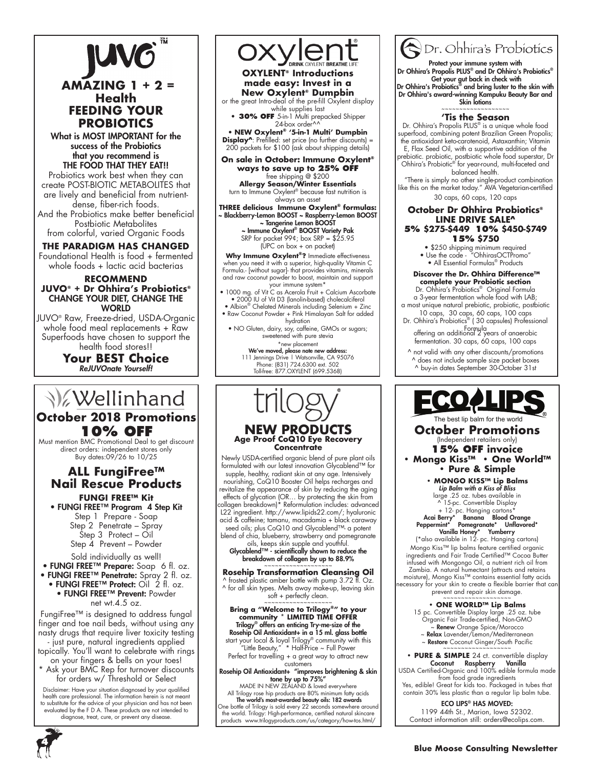# JUVO™

## AMAZING 1 + 2 = Health FEEDING YOUR PROBIOTICS

**What is MOST IMPORTANT for the success of the Probiotics that you recommend is THE FOOD THAT THEY EAT!!**

Probiotics work best when they can create POST-BIOTIC METABOLITES that are lively and beneficial from nutrient-dense, fiber-rich foods.

And the Probiotics make better beneficial Postbiotic Metabolites from colorful, varied Organic Foods

### THE PARADIGM HAS CHANGED

Foundational Health is food + fermented whole foods + lactic acid bacterias

### RECOMMEND JUVO® + Dr Ohhira's Probiotics®

**CHANGE YOUR DIET, CHANGE THE WORLD**

JUVO® Raw, Freeze-dried, USDA-Organic whole food meal replacements + Raw Superfoods have chosen to support the health food stores!!

**Your BEST Choice**

***ReJUVOnate Yourself!***

# oxylent®

DRINK OXYLENT BREATHE LIFE®

### OXYLENT® Introductions made easy: Invest in a New Oxylent® Dumpbin

or the great Intro-deal of the pre-fill Oxylent display while supplies last

- **30% OFF** 5-in-1 Multi prepacked Shipper 24-box order^^
- **NEW Oxylent® '5-in-1 Multi' Dumpbin Display^**: Prefilled: set price (no further discounts) = 200 packets for $100 (ask about shipping details)

**On sale in October: Immune Oxylent® ways to save up to 25% OFF**

free shipping @ $200

**Allergy Season/Winter Essentials**

turn to Immune Oxylent® because fast nutrition is always an asset

**THREE delicious Immune Oxylent® formulas:**

~ Blackberry-Lemon BOOST ~ Raspberry-Lemon BOOST
~ Tangerine Lemon BOOST
~ Immune Oxylent® BOOST Variety Pak

SRP for packet 99¢; box SRP = $25.95
(UPC on box + on packet)

**Why Immune Oxylent®?** Immediate effectiveness when you need it with a superior, high-quality Vitamin C Formula.- [without sugar]- that provides vitamins, minerals and raw coconut powder to boost, maintain and support your immune system*

- 1000 mg. of Vit C as Acerola Fruit + Calcium Ascorbate
- 2000 IU of Vit D3 (lanolin-based) cholecalciferol
- Albion® Chelated Minerals including Selenium + Zinc
- Raw Coconut Powder + Pink Himalayan Salt for added hydration
- NO Gluten, dairy, soy, caffeine, GMOs or sugars; sweetened with pure stevia

*new placement

**We've moved, please note new address:**
111 Jennings Drive I Watsonville, CA 95076
Phone: (831) 724.6300 ext. 502
Toll-free: 877.OXYLENT (699.5368)

# Dr. Ohhira's Probiotics

**Protect your immune system with Dr Ohhira's Propolis PLUS® and Dr Ohhira's Probiotics®**
**Get your gut back in check with Dr Ohhira's Probiotics® and bring luster to the skin with Dr Ohhira's award-winning Kampuku Beauty Bar and Skin lotions**

~~~~~~~~~~~~~~~~~~

### 'Tis the Season

Dr. Ohhira's Propolis PLUS® is a unique whole food superfood, combining potent Brazilian Green Propolis; the antioxidant keto-carotenoid, Astaxanthin; Vitamin E, Flax Seed Oil, with a supportive addition of the prebiotic. probiotic, postbiotic whole food superstar, Dr Ohhira's Probiotic® for year-round, multi-faceted and balanced health.

"There is simply no other single-product combination like this on the market today." AVA Vegetarian-certified

30 caps, 60 caps, 120 caps

### October Dr Ohhira Probiotics® LINE DRIVE SALE^

**5% $275-$449 10% $450-$749 15% $750**

- $250 shipping minimum required
- Use the code - "OhhirasOCTPromo"
- All Essential Formulas® Products

**Discover the Dr. Ohhira Difference™ complete your Probiotic section**

Dr. Ohhira's Probiotics® Original Formula a 3-year fermentation whole food with LAB; a most unique natural prebiotic, probiotic, postbiotic

10 caps, 30 caps, 60 caps, 100 caps

Dr. Ohhira's Probiotics® ( 30 capsules) Professional Formula offering an additional 2 years of anaerobic fermentation. 30 caps, 60 caps, 100 caps

^ not valid with any other discounts/promotions
^ does not include sample size packet boxes
^ buy-in dates September 30-October 31st

# Wellinhand

## October 2018 Promotions

### 10% OFF

Must mention BMC Promotional Deal to get discount direct orders: independent stores only
Buy dates:09/26 to 10/25

## ALL FungiFree™ Nail Rescue Products

**FUNGI FREE™ Kit**

- **FUNGI FREE™ Program 4 Step Kit**
  - Step 1 Prepare - Soap
  - Step 2 Penetrate – Spray
  - Step 3 Protect – Oil
  - Step 4 Prevent – Powder

Sold individually as well!

- **FUNGI FREE™ Prepare:** Soap 6 fl. oz.
- **FUNGI FREE™ Penetrate:** Spray 2 fl. oz.
- **FUNGI FREE™ Protect:** Oil 2 fl. oz.
- **FUNGI FREE™ Prevent:** Powder net wt.4.5 oz.

FungiFree™ is designed to address fungal finger and toe nail beds, without using any nasty drugs that require liver toxicity testing - just pure, natural ingredients applied topically. You'll want to celebrate with rings on your fingers & bells on your toes!

* Ask your BMC Rep for turnover discounts for orders w/ Threshold or Select

Disclaimer: Have your situation diagnosed by your qualified health care professional. The information herein is not meant to substitute for the advice of your physician and has not been evaluated by the F D A. These products are not intended to diagnose, treat, cure, or prevent any disease.

# trilogy®

## NEW PRODUCTS

### Age Proof CoQ10 Eye Recovery Concentrate

Newly USDA-certified organic blend of pure plant oils formulated with our latest innovation Glycablend™ for supple, healthy, radiant skin at any age. Intensively nourishing, CoQ10 Booster Oil helps recharges and revitalize the appearance of skin by reducing the aging effects of glycation (OR… by protecting the skin from collagen breakdown)* Reformulation includes: advanced L22 ingredient. http://www.lipids22.com/; hyaluronic acid & caffeine; tamanu, macadamia + black caraway seed oils; plus CoQ10 and Glycablend™- a potent blend of chia, blueberry, strawberry and pomegranate oils, keeps skin supple and youthful.

**Glycablend™ - scientifically shown to reduce the breakdown of collagen by up to 88.9%**

~~~~~~~~~~~~~~~~~~

### Rosehip Transformation Cleansing Oil

^ frosted plastic amber bottle with pump 3.72 fl. Oz.
^ for all skin types. Melts away make-up, leaving skin soft + perfectly clean.

~~~~~~~~~~~~~~~~~~

**Bring a "Welcome to Trilogy®" to your community * LIMITED TIME OFFER**

**Trilogy® offers an enticing Try-me-size of the Rosehip Oil Antioxidant+ in a 15 ml. glass bottle**

start your local & loyal Trilogy® community with this "Little Beauty," * Half-Price ~ Full Power

Perfect for travelling + a great way to attract new customers

**Rosehip Oil Antioxidant+ "improves brightening & skin tone by up to 75%"**

MADE IN NEW ZEALAND & loved everywhere

All Trilogy rose hip products are 80% minimum fatty acids

**The world's most-awarded beauty oils: 182 awards**

One bottle of Trilogy is sold every 22 seconds somewhere around the world. Trilogy: High-performance, certified natural skincare products www.trilogyproducts.com/us/category/how-tos.html/

# ECO LIPS®

The best lip balm for the world

## October Promotions

(Independent retailers only)

### 15% OFF invoice

**• Mongo Kiss™ • One World™ • Pure & Simple**

- **MONGO KISS™ Lip Balms**

***Lip Balm with a Kiss of Bliss***

large .25 oz. tubes available in
^ 15-pc. Convertible Display
+ 12- pc. Hanging cartons*

**Acai Berry* Banana Blood Orange Peppermint* Pomegranate* Unflavored* Vanilla Honey* Yumberry**

(*also available in 12- pc. Hanging cartons)

Mongo Kiss™ lip balms feature certified organic ingredients and Fair Trade Certified™ Cocoa Butter infused with Mongongo Oil, a nutrient rich oil from Zambia. A natural humectant (attracts and retains moisture), Mongo Kiss™ contains essential fatty acids necessary for your skin to create a flexible barrier that can prevent and repair skin damage.

~~~~~~~~~~~~~~~~~~

- **ONE WORLD™ Lip Balms**

15 pc. Convertible Display large .25 oz. tube
Organic Fair Trade-certified, Non-GMO
~ **Renew** Orange Spice/Morocco
~ **Relax** Lavender/Lemon/Mediterranean
~ **Restore** Coconut Ginger/South Pacific

~~~~~~~~~~~~~~~~~~

- **PURE & SIMPLE** 24 ct. convertible display

**Coconut Raspberry Vanilla**

USDA Certified-Organic and 100% edible formula made from food grade ingredients

Yes, edible! Great for kids too. Packaged in tubes that contain 30% less plastic than a regular lip balm tube.

**ECO LIPS® HAS MOVED:**

1199 44th St., Marion, Iowa 52302.
Contact information still: orders@ecolips.com.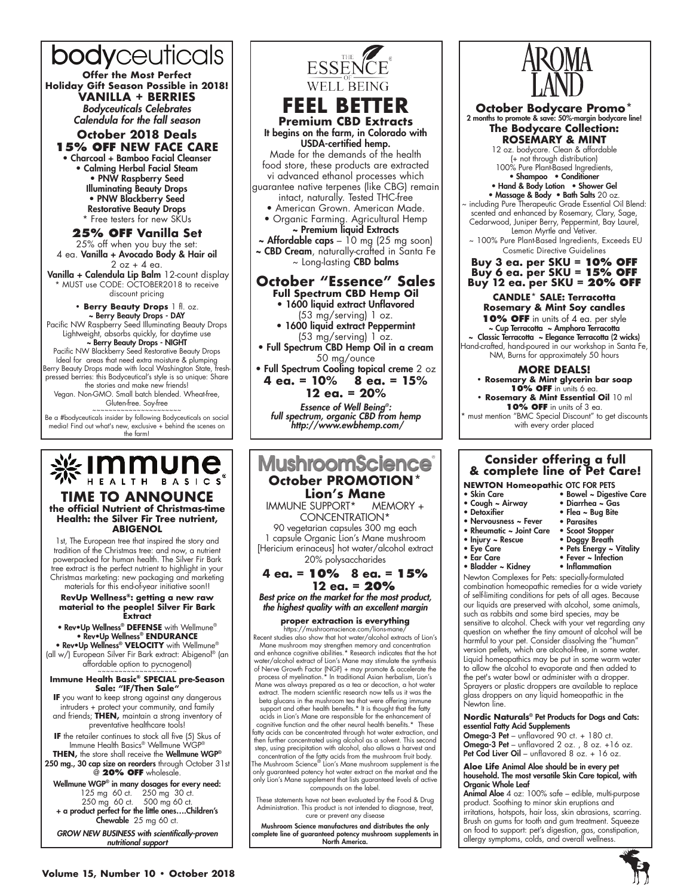# bodyceuticals

**Offer the Most Perfect Holiday Gift Season Possible in 2018!**

## VANILLA + BERRIES

*Bodyceuticals Celebrates Calendula for the fall season*

### October 2018 Deals

### 15% OFF NEW FACE CARE

- Charcoal + Bamboo Facial Cleanser
- Calming Herbal Facial Steam
- PNW Raspberry Seed Illuminating Beauty Drops
- PNW Blackberry Seed Restorative Beauty Drops

* Free testers for new SKUs

### 25% OFF Vanilla Set

25% off when you buy the set:
4 ea. **Vanilla + Avocado Body & Hair oil** 2 oz + 4 ea. **Vanilla + Calendula Lip Balm** 12-count display
* MUST use CODE: OCTOBER2018 to receive discount pricing

- **Berry Beauty Drops** 1 fl. oz.
  - ~ **Berry Beauty Drops - DAY**
    Pacific NW Raspberry Seed Illuminating Beauty Drops Lightweight, absorbs quickly, for daytime use
  - ~ **Berry Beauty Drops - NIGHT**
    Pacific NW Blackberry Seed Restorative Beauty Drops Ideal for areas that need extra moisture & plumping

Berry Beauty Drops made with local Washington State, fresh-pressed berries: this Bodyceutical's style is so unique: Share the stories and make new friends!
Vegan. Non-GMO. Small batch blended. Wheat-free, Gluten-free. Soy-free

Be a #bodyceuticals insider by following Bodyceuticals on social media! Find out what's new, exclusive + behind the scenes on the farm!

---

# The Essence of Well Being

## FEEL BETTER

### Premium CBD Extracts

**It begins on the farm, in Colorado with USDA-certified hemp.**

Made for the demands of the health food store, these products are extracted vi advanced ethanol processes which guarantee native terpenes (like CBG) remain intact, naturally. Tested THC-free

- American Grown. American Made.
- Organic Farming. Agricultural Hemp

~ **Premium liquid Extracts**
~ **Affordable caps** – 10 mg (25 mg soon)
~ **CBD Cream**, naturally-crafted in Santa Fe
~ Long-lasting **CBD balms**

### October "Essence" Sales

**Full Spectrum CBD Hemp Oil**

- **1600 liquid extract Unflavored** (53 mg/serving) 1 oz.
- **1600 liquid extract Peppermint** (53 mg/serving) 1 oz.
- **Full Spectrum CBD Hemp Oil in a cream** 50 mg/ounce
- **Full Spectrum Cooling topical creme** 2 oz

**4 ea. = 10% 8 ea. = 15% 12 ea. = 20%**

***Essence of Well Being®: full spectrum, organic CBD from hemp http://www.ewbhemp.com/***

---

# AROMA LAND

### October Bodycare Promo*

**2 months to promote & save: 50%-margin bodycare line!**

### The Bodycare Collection: ROSEMARY & MINT

12 oz. bodycare. Clean & affordable (+ not through distribution)
100% Pure Plant-Based Ingredients,

- **Shampoo** • **Conditioner**
- **Hand & Body Lotion** • **Shower Gel**
- **Massage & Body** • **Bath Salts** 20 oz.

~ including Pure Therapeutic Grade Essential Oil Blend: scented and enhanced by Rosemary, Clary, Sage, Cedarwood, Juniper Berry, Peppermint, Bay Laurel, Lemon Myrtle and Vetiver.
~ 100% Pure Plant-Based Ingredients, Exceeds EU Cosmetic Directive Guidelines

**Buy 3 ea. per SKU = 10% OFF**
**Buy 6 ea. per SKU = 15% OFF**
**Buy 12 ea. per SKU = 20% OFF**

**CANDLE* SALE: Terracotta Rosemary & Mint Soy candles**

**10% OFF** in units of 4 ea. per style

~ **Cup Terracotta** ~ **Amphora Terracotta**
~ **Classic Terracotta** ~ **Elegance Terracotta (2 wicks)**

Hand-crafted, hand-poured in our workshop in Santa Fe, NM, Burns for approximately 50 hours

### MORE DEALS!

- **Rosemary & Mint glycerin bar soap**
  **10% OFF** in units 6 ea.
- **Rosemary & Mint Essential Oil** 10 ml
  **10% OFF** in units of 3 ea.

* must mention "BMC Special Discount" to get discounts with every order placed

---

# Immune Health Basics®

## TIME TO ANNOUNCE

**the official Nutrient of Christmas-time Health: the Silver Fir Tree nutrient, ABIGENOL**

1st, The European tree that inspired the story and tradition of the Christmas tree: and now, a nutrient powerpacked for human health. The Silver Fir Bark tree extract is the perfect nutrient to highlight in your Christmas marketing: new packaging and marketing materials for this end-of-year initiative soon!!

**RevUp Wellness®: getting a new raw material to the people! Silver Fir Bark Extract**

- **Rev•Up Wellness® DEFENSE** with Wellmune®
- **Rev•Up Wellness® ENDURANCE**
- **Rev•Up Wellness® VELOCITY** with Wellmune®

(all w/) European Silver Fir Bark extract: Abigenol® (an affordable option to pycnogenol)

**Immune Health Basic® SPECIAL pre-Season Sale: "IF/Then Sale"**

**IF** you want to keep strong against any dangerous intruders + protect your community, and family and friends; **THEN,** maintain a strong inventory of preventative healthcare tools!

**IF** the retailer continues to stock all five (5) Skus of Immune Health Basics® Wellmune WGP®
**THEN,** the store shall receive the **Wellmune WGP® 250 mg., 30 cap size on reorders** through October 31st @ **20% OFF** wholesale.

**Wellmune WGP® in many dosages for every need:**
125 mg 60 ct. 250 mg 30 ct.
250 mg 60 ct. 500 mg 60 ct.
**+ a product perfect for the little ones….Children's Chewable** 25 mg 60 ct.

***GROW NEW BUSINESS with scientifically-proven nutritional support***

---

# MushroomScience®

### October PROMOTION*

### Lion's Mane

IMMUNE SUPPORT* MEMORY + CONCENTRATION*

90 vegetarian capsules 300 mg each
1 capsule Organic Lion's Mane mushroom [Hericium erinaceus] hot water/alcohol extract 20% polysaccharides

**4 ea. = 10% 8 ea. = 15% 12 ea. = 20%**

***Best price on the market for the most product, the highest quality with an excellent margin***

**proper extraction is everything**
https://mushroomscience.com/lions-mane/

Recent studies also show that hot water/alcohol extracts of Lion's Mane mushroom may strengthen memory and concentration and enhance cognitive abilities.* Research indicates that the hot water/alcohol extract of Lion's Mane may stimulate the synthesis of Nerve Growth Factor (NGF) + may promote & accelerate the process of myelination.* In traditional Asian herbalism, Lion's Mane was always prepared as a tea or decoction, a hot water extract. The modern scientific research now tells us it was the beta glucans in the mushroom tea that were offering immune support and other health benefits.* It is thought that the fatty acids in Lion's Mane are responsible for the enhancement of cognitive function and the other neural health benefits.* These fatty acids can be concentrated through hot water extraction, and then further concentrated using alcohol as a solvent. This second step, using precipitation with alcohol, also allows a harvest and concentration of the fatty acids from the mushroom fruit body. The Mushroom Science® Lion's Mane mushroom supplement is the only guaranteed potency hot water extract on the market and the only Lion's Mane supplement that lists guaranteed levels of active compounds on the label.

These statements have not been evaluated by the Food & Drug Administration. This product is not intended to diagnose, treat, cure or prevent any disease

**Mushroom Science manufactures and distributes the only complete line of guaranteed potency mushroom supplements in North America.**

---

### Consider offering a full & complete line of Pet Care!

**NEWTON Homeopathic** OTC FOR PETS

- Skin Care
- Cough ~ Airway
- Detoxifier
- Nervousness ~ Fever
- Rheumatic ~ Joint Care
- Injury ~ Rescue
- Eye Care
- Ear Care
- Bladder ~ Kidney
- Bowel ~ Digestive Care
- Diarrhea ~ Gas
- Flea ~ Bug Bite
- Parasites
- Scoot Stopper
- Doggy Breath
- Pets Energy ~ Vitality
- Fever ~ Infection
- Inflammation

Newton Complexes for Pets: specially-formulated combination homeopathic remedies for a wide variety of self-limiting conditions for pets of all ages. Because our liquids are preserved with alcohol, some animals, such as rabbits and some bird species, may be sensitive to alcohol. Check with your vet regarding any question on whether the tiny amount of alcohol will be harmful to your pet. Consider dissolving the "human" version pellets, which are alcohol-free, in some water. Liquid homeopathics may be put in some warm water to allow the alcohol to evaporate and then added to the pet's water bowl or administer with a dropper. Sprayers or plastic droppers are available to replace glass droppers on any liquid homeopathic in the Newton line.

**Nordic Naturals® Pet Products for Dogs and Cats: essential Fatty Acid Supplements**

**Omega-3 Pet** – unflavored 90 ct. + 180 ct.
**Omega-3 Pet** – unflavored 2 oz. , 8 oz. +16 oz.
**Pet Cod Liver Oil** – unflavored 8 oz. + 16 oz.

**Aloe Life** Animal Aloe should be in every pet household. The most versatile Skin Care topical, with Organic Whole Leaf

**Animal Aloe** 4 oz: 100% safe – edible, multi-purpose product. Soothing to minor skin eruptions and irritations, hotspots, hair loss, skin abrasions, scarring. Brush on gums for tooth and gum treatment. Squeeze on food to support: pet's digestion, gas, constipation, allergy symptoms, colds, and overall wellness.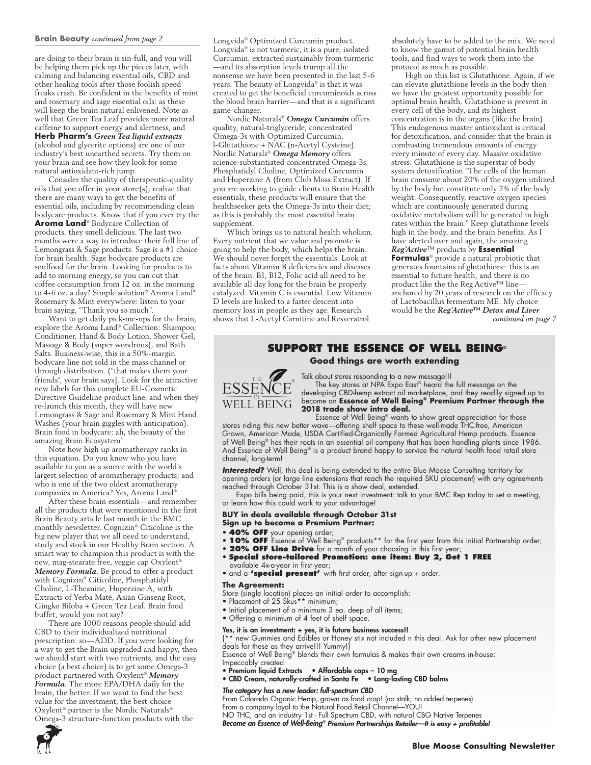**Brain Beauty** *continued from page 2*

are doing to their brain is sin-full, and you will be helping them pick up the pieces later, with calming and balancing essential oils, CBD and other healing tools after those foolish speed freaks crash. Be confident in the benefits of mint and rosemary and sage essential oils: as these will keep the brain natural enlivened. Note as well that Green Tea Leaf provides more natural caffeine to support energy and alertness, and **Herb Pharm's** *Green Tea liquid extracts* (alcohol and glycerite options) are one of our industry's best unearthed secrets. Try them on your brain and see how they look for some natural antioxidant-rich jump.

Consider the quality of therapeutic-quality oils that you offer in your store(s); realize that there are many ways to get the benefits of essential oils, including by recommending clean bodycare products. Know that if you ever try the **Aroma Land**® Bodycare Collection of products, they smell delicious. The last two months were a way to introduce their full line of Lemongrass & Sage products. Sage is a #1 choice for brain health. Sage bodycare products are soulfood for the brain. Looking for products to add to morning energy, so you can cut that coffee consumption from 12 oz. in the morning to 4-6 oz. a day? Simple solution? Aroma Land® Rosemary & Mint everywhere: listen to your brain saying, "Thank you so much".

Want to get daily pick-me-ups for the brain, explore the Aroma Land® Collection: Shampoo, Conditioner, Hand & Body Lotion, Shower Gel, Massage & Body (super wondrous), and Bath Salts. Business-wise, this is a 50%-margin bodycare line not sold in the mass channel or through distribution. ("that makes them your friends", your brain says]. Look for the attractive new labels for this complete EU-Cosmetic Directive Guideline product line, and when they re-launch this month, they will have new Lemongrass & Sage and Rosemary & Mint Hand Washes (your brain giggles with anticipation). Brain food in bodycare: ah, the beauty of the amazing Brain Ecosystem!

Note how high up aromatherapy ranks in this equation. Do you know who you have available to you as a source with the world's largest selection of aromatherapy products; and who is one of the two oldest aromatherapy companies in America? Yes, Aroma Land®.

After these brain essentials—and remember all the products that were mentioned in the first Brain Beauty article last month in the BMC monthly newsletter. Cognizin® Citicoline is the big new player that we all need to understand, study and stock in our Healthy Brain section. A smart way to champion this product is with the new, mag-stearate free, veggie cap Oxylent® *Memory Formula.* Be proud to offer a product with Cognizin® Citicoline, Phosphatidyl Choline, L-Theanine, Huperzine A, with Extracts of Yerba Maté, Asian Ginseng Root, Gingko Biloba + Green Tea Leaf. Brain food buffet, would you not say?

There are 1000 reasons people should add CBD to their individualized nutritional prescription: so—ADD. If you were looking for a way to get the Brain upgraded and happy, then we should start with two nutrients, and the easy choice (a best choice) is to get some Omega-3 product partnered with Oxylent® *Memory Formula*. The more EPA/DHA daily for the brain, the better. If we want to find the best value for the investment, the best-choice Oxylent® partner is the Nordic Naturals® Omega-3 structure-function products with the Longvida® Optimized Curcumin product. Longvida® is not turmeric, it is a pure, isolated Curcumin, extracted sustainably from turmeric —and its absorption levels trump all the nonsense we have been presented in the last 5-6 years. The beauty of Longvida® is that it was created to get the beneficial curcuminoids across the blood brain barrier—and that is a significant game-changer.

Nordic Naturals® *Omega Curcumin* offers quality, natural-triglyceride, concentrated Omega-3s with Optimized Curcumin, l-Glutathione + NAC (n-Acetyl Cysteine). Nordic Naturals® *Omega Memory* offers science-substantiated concentrated Omega-3s, Phosphatidyl Choline, Optimized Curcumin and Huperzine A (from Club Moss Extract). If you are working to guide clients to Brain Health essentials, these products will ensure that the healthseeker gets the Omega-3s into their diet; as this is probably the most essential brain supplement.

Which brings us to natural health wholism. Every nutrient that we value and promote is going to help the body, which helps the brain. We should never forget the essentials. Look at facts about Vitamin B deficiencies and diseases of the brain. B1, B12, Folic acid all need to be available all day long for the brain be properly catalyzed. Vitamin C is essential. Low Vitamin D levels are linked to a faster descent into memory loss in people as they age. Research shows that L-Acetyl Carnitine and Resveratrol absolutely have to be added to the mix. We need to know the gamut of potential brain health tools, and find ways to work them into the protocol as much as possible.

High on this list is Glutathione. Again, if we can elevate glutathione levels in the body then we have the greatest opportunity possible for optimal brain health. Glutathione is present in every cell of the body, and its highest concentration is in the organs (like the brain). This endogenous master antioxidant is critical for detoxification, and consider that the brain is combusting tremendous amounts of energy every minute of every day. Massive oxidative stress. Glutathione is the superstar of body system detoxification "The cells of the human brain consume about 20% of the oxygen utilized by the body but constitute only 2% of the body weight. Consequently, reactive oxygen species which are continuously generated during oxidative metabolism will be generated in high rates within the brain." Keep glutathione levels high in the body, and the brain benefits. As I have alerted over and again, the amazing *Reg'Active*™ products by **Essential Formulas**® provide a natural probiotic that generates fountains of glutathione: this is an essential to future health, and there is no product like the the Reg'Active™ line—anchored by 20 years of research on the efficacy of Lactobacillus fermentum ME. My choice would be the *Reg'Active™ Detox and Liver*

*continued on page 7*

## SUPPORT THE ESSENCE OF WELL BEING®

### Good things are worth extending

Talk about stores responding to a new message!!!

The key stores at NPA Expo East® heard the full message on the developing CBD-hemp extract oil marketplace, and they readily signed up to become an **Essence of Well Being® Premium Partner through the 2018 trade show intro deal.**

Essence of Well Being® wants to show great appreciation for those stores riding this new better wave—offering shelf space to these well-made THC-free, American Grown, American Made, USDA Certified-Organically Farmed Agricultural Hemp products. Essence of Well Being® has their roots in an essential oil company that has been handling plants since 1986. And Essence of Well Being® is a product brand happy to service the natural health food retail store channel, long-term!

***Interested?*** Well, this deal is being extended to the entire Blue Moose Consulting territory for opening orders (or large line extensions that reach the required SKU placement) with any agreements reached through October 31st. This is a show deal, extended.

Expo bills being paid, this is your next investment: talk to your BMC Rep today to set a meeting, or learn how this could work to your advantage!

**BUY in deals available through October 31st**
**Sign up to become a Premium Partner:**

- **40% OFF** your opening order;
- **10% OFF** Essence of Well Being® products** for the first year from this initial Partnership order;
- **20% OFF Line Drive** for a month of your choosing in this first year;
- **Special store-tailored Promotion: one item: Buy 2, Get 1 FREE** available 4x-a-year in first year;
- and a **'special present'** with first order, after sign-up + order.

**The Agreement:**

Store (single location) places an initial order to accomplish:

- Placement of 25 Skus** minimum;
- Initial placement of a minimum 3 ea. deep of all items;
- Offering a minimum of 4 feet of shelf space.

**Yes, it is an investment: + yes, it is future business success!!**

{** new Gummies and Edibles or Honey stix not included n this deal. Ask for other new placement deals for these as they arrive!!! Yummy!}

Essence of Well Being® blends their own formulas & makes their own creams in-house: Impeccably created

- **Premium liquid Extracts** • **Affordable caps – 10 mg**
- **CBD Cream, naturally-crafted in Santa Fe** • **Long-lasting CBD balms**

***The category has a new leader: full-spectrum CBD***

From Colorado Organic Hemp, grown as food crop! (no stalk; no added terpenes)
From a company loyal to the Natural Food Retail Channel—YOU!
NO THC, and an industry 1st - Full Spectrum CBD, with natural CBG Native Terpenes
***Become an Essence of Well-Being® Premium Partnerships Retailer—It is easy + profitable!***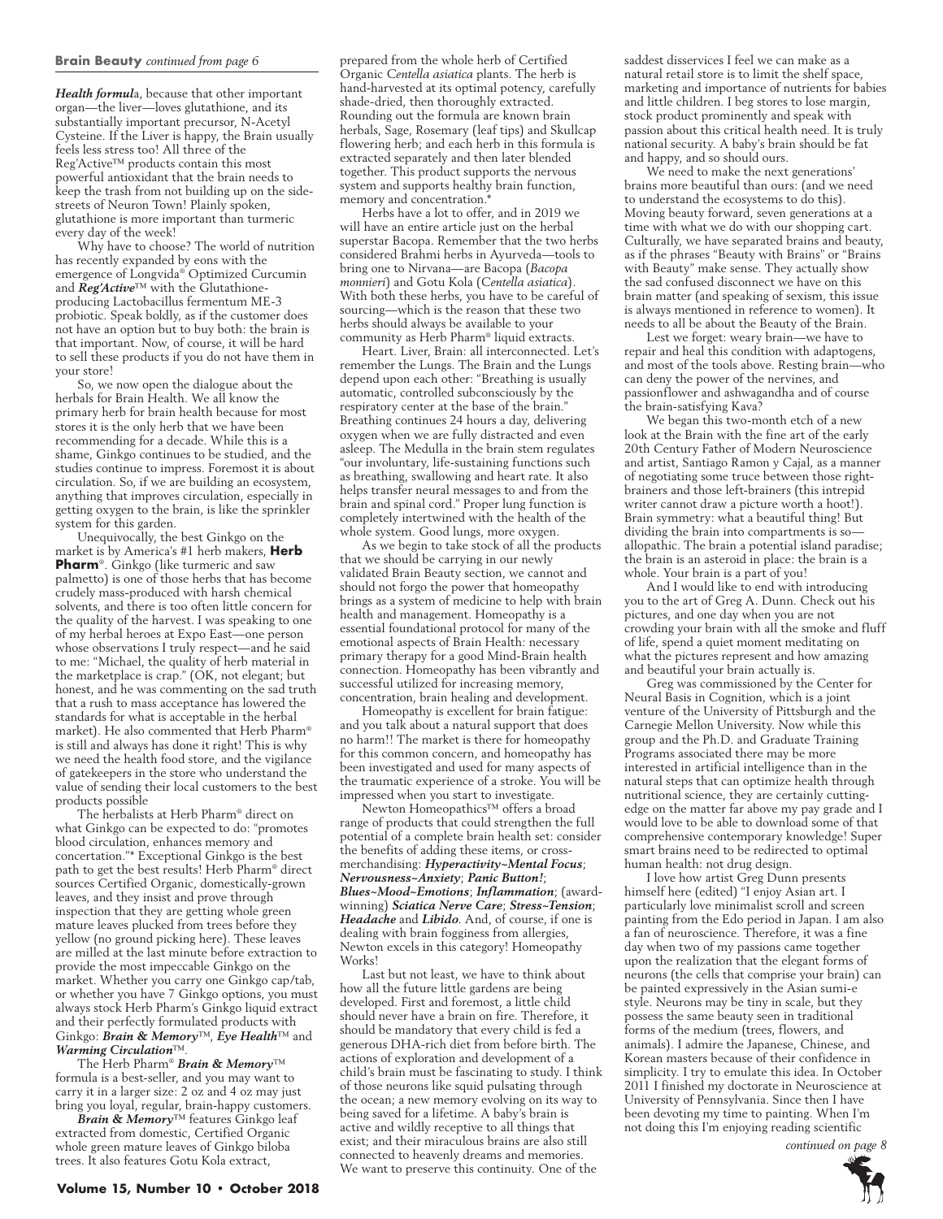**Brain Beauty** *continued from page 6*

***Health formul*a**, because that other important organ—the liver—loves glutathione, and its substantially important precursor, N-Acetyl Cysteine. If the Liver is happy, the Brain usually feels less stress too! All three of the Reg'Active™ products contain this most powerful antioxidant that the brain needs to keep the trash from not building up on the side-streets of Neuron Town! Plainly spoken, glutathione is more important than turmeric every day of the week!

Why have to choose? The world of nutrition has recently expanded by eons with the emergence of Longvida® Optimized Curcumin and ***Reg'Active***™ with the Glutathione-producing Lactobacillus fermentum ME-3 probiotic. Speak boldly, as if the customer does not have an option but to buy both: the brain is that important. Now, of course, it will be hard to sell these products if you do not have them in your store!

So, we now open the dialogue about the herbals for Brain Health. We all know the primary herb for brain health because for most stores it is the only herb that we have been recommending for a decade. While this is a shame, Ginkgo continues to be studied, and the studies continue to impress. Foremost it is about circulation. So, if we are building an ecosystem, anything that improves circulation, especially in getting oxygen to the brain, is like the sprinkler system for this garden.

Unequivocally, the best Ginkgo on the market is by America's #1 herb makers, **Herb Pharm**®. Ginkgo (like turmeric and saw palmetto) is one of those herbs that has become crudely mass-produced with harsh chemical solvents, and there is too often little concern for the quality of the harvest. I was speaking to one of my herbal heroes at Expo East—one person whose observations I truly respect—and he said to me: "Michael, the quality of herb material in the marketplace is crap." (OK, not elegant; but honest, and he was commenting on the sad truth that a rush to mass acceptance has lowered the standards for what is acceptable in the herbal market). He also commented that Herb Pharm® is still and always has done it right! This is why we need the health food store, and the vigilance of gatekeepers in the store who understand the value of sending their local customers to the best products possible

The herbalists at Herb Pharm® direct on what Ginkgo can be expected to do: "promotes blood circulation, enhances memory and concertation."* Exceptional Ginkgo is the best path to get the best results! Herb Pharm® direct sources Certified Organic, domestically-grown leaves, and they insist and prove through inspection that they are getting whole green mature leaves plucked from trees before they yellow (no ground picking here). These leaves are milled at the last minute before extraction to provide the most impeccable Ginkgo on the market. Whether you carry one Ginkgo cap/tab, or whether you have 7 Ginkgo options, you must always stock Herb Pharm's Ginkgo liquid extract and their perfectly formulated products with Ginkgo: ***Brain & Memory***™, ***Eye Health***™ and ***Warming Circulation***™.

The Herb Pharm® ***Brain & Memory***™ formula is a best-seller, and you may want to carry it in a larger size: 2 oz and 4 oz may just bring you loyal, regular, brain-happy customers.

***Brain & Memory***™ features Ginkgo leaf extracted from domestic, Certified Organic whole green mature leaves of Ginkgo biloba trees. It also features Gotu Kola extract, prepared from the whole herb of Certified Organic *Centella asiatica* plants. The herb is hand-harvested at its optimal potency, carefully shade-dried, then thoroughly extracted. Rounding out the formula are known brain herbals, Sage, Rosemary (leaf tips) and Skullcap flowering herb; and each herb in this formula is extracted separately and then later blended together. This product supports the nervous system and supports healthy brain function, memory and concentration.*

Herbs have a lot to offer, and in 2019 we will have an entire article just on the herbal superstar Bacopa. Remember that the two herbs considered Brahmi herbs in Ayurveda—tools to bring one to Nirvana—are Bacopa (*Bacopa monnieri*) and Gotu Kola (*Centella asiatica*). With both these herbs, you have to be careful of sourcing—which is the reason that these two herbs should always be available to your community as Herb Pharm® liquid extracts.

Heart. Liver, Brain: all interconnected. Let's remember the Lungs. The Brain and the Lungs depend upon each other: "Breathing is usually automatic, controlled subconsciously by the respiratory center at the base of the brain." Breathing continues 24 hours a day, delivering oxygen when we are fully distracted and even asleep. The Medulla in the brain stem regulates "our involuntary, life-sustaining functions such as breathing, swallowing and heart rate. It also helps transfer neural messages to and from the brain and spinal cord." Proper lung function is completely intertwined with the health of the whole system. Good lungs, more oxygen.

As we begin to take stock of all the products that we should be carrying in our newly validated Brain Beauty section, we cannot and should not forgo the power that homeopathy brings as a system of medicine to help with brain health and management. Homeopathy is a essential foundational protocol for many of the emotional aspects of Brain Health: necessary primary therapy for a good Mind-Brain health connection. Homeopathy has been vibrantly and successful utilized for increasing memory, concentration, brain healing and development.

Homeopathy is excellent for brain fatigue: and you talk about a natural support that does no harm!! The market is there for homeopathy for this common concern, and homeopathy has been investigated and used for many aspects of the traumatic experience of a stroke. You will be impressed when you start to investigate.

Newton Homeopathics™ offers a broad range of products that could strengthen the full potential of a complete brain health set: consider the benefits of adding these items, or cross-merchandising: ***Hyperactivity~Mental Focus***; ***Nervousness~Anxiety***; ***Panic Button!***; ***Blues~Mood~Emotions***; ***Inflammation***; (award-winning) ***Sciatica Nerve Care***; ***Stress~Tension***; ***Headache*** and ***Libido***. And, of course, if one is dealing with brain fogginess from allergies, Newton excels in this category! Homeopathy Works!

Last but not least, we have to think about how all the future little gardens are being developed. First and foremost, a little child should never have a brain on fire. Therefore, it should be mandatory that every child is fed a generous DHA-rich diet from before birth. The actions of exploration and development of a child's brain must be fascinating to study. I think of those neurons like squid pulsating through the ocean; a new memory evolving on its way to being saved for a lifetime. A baby's brain is active and wildly receptive to all things that exist; and their miraculous brains are also still connected to heavenly dreams and memories. We want to preserve this continuity. One of the saddest disservices I feel we can make as a natural retail store is to limit the shelf space, marketing and importance of nutrients for babies and little children. I beg stores to lose margin, stock product prominently and speak with passion about this critical health need. It is truly national security. A baby's brain should be fat and happy, and so should ours.

We need to make the next generations' brains more beautiful than ours: (and we need to understand the ecosystems to do this). Moving beauty forward, seven generations at a time with what we do with our shopping cart. Culturally, we have separated brains and beauty, as if the phrases "Beauty with Brains" or "Brains with Beauty" make sense. They actually show the sad confused disconnect we have on this brain matter (and speaking of sexism, this issue is always mentioned in reference to women). It needs to all be about the Beauty of the Brain.

Lest we forget: weary brain—we have to repair and heal this condition with adaptogens, and most of the tools above. Resting brain—who can deny the power of the nervines, and passionflower and ashwagandha and of course the brain-satisfying Kava?

We began this two-month etch of a new look at the Brain with the fine art of the early 20th Century Father of Modern Neuroscience and artist, Santiago Ramon y Cajal, as a manner of negotiating some truce between those right-brainers and those left-brainers (this intrepid writer cannot draw a picture worth a hoot!). Brain symmetry: what a beautiful thing! But dividing the brain into compartments is so—allopathic. The brain a potential island paradise; the brain is an asteroid in place: the brain is a whole. Your brain is a part of you!

And I would like to end with introducing you to the art of Greg A. Dunn. Check out his pictures, and one day when you are not crowding your brain with all the smoke and fluff of life, spend a quiet moment meditating on what the pictures represent and how amazing and beautiful your brain actually is.

Greg was commissioned by the Center for Neural Basis in Cognition, which is a joint venture of the University of Pittsburgh and the Carnegie Mellon University. Now while this group and the Ph.D. and Graduate Training Programs associated there may be more interested in artificial intelligence than in the natural steps that can optimize health through nutritional science, they are certainly cutting-edge on the matter far above my pay grade and I would love to be able to download some of that comprehensive contemporary knowledge! Super smart brains need to be redirected to optimal human health: not drug design.

I love how artist Greg Dunn presents himself here (edited) "I enjoy Asian art. I particularly love minimalist scroll and screen painting from the Edo period in Japan. I am also a fan of neuroscience. Therefore, it was a fine day when two of my passions came together upon the realization that the elegant forms of neurons (the cells that comprise your brain) can be painted expressively in the Asian sumi-e style. Neurons may be tiny in scale, but they possess the same beauty seen in traditional forms of the medium (trees, flowers, and animals). I admire the Japanese, Chinese, and Korean masters because of their confidence in simplicity. I try to emulate this idea. In October 2011 I finished my doctorate in Neuroscience at University of Pennsylvania. Since then I have been devoting my time to painting. When I'm not doing this I'm enjoying reading scientific

*continued on page 8*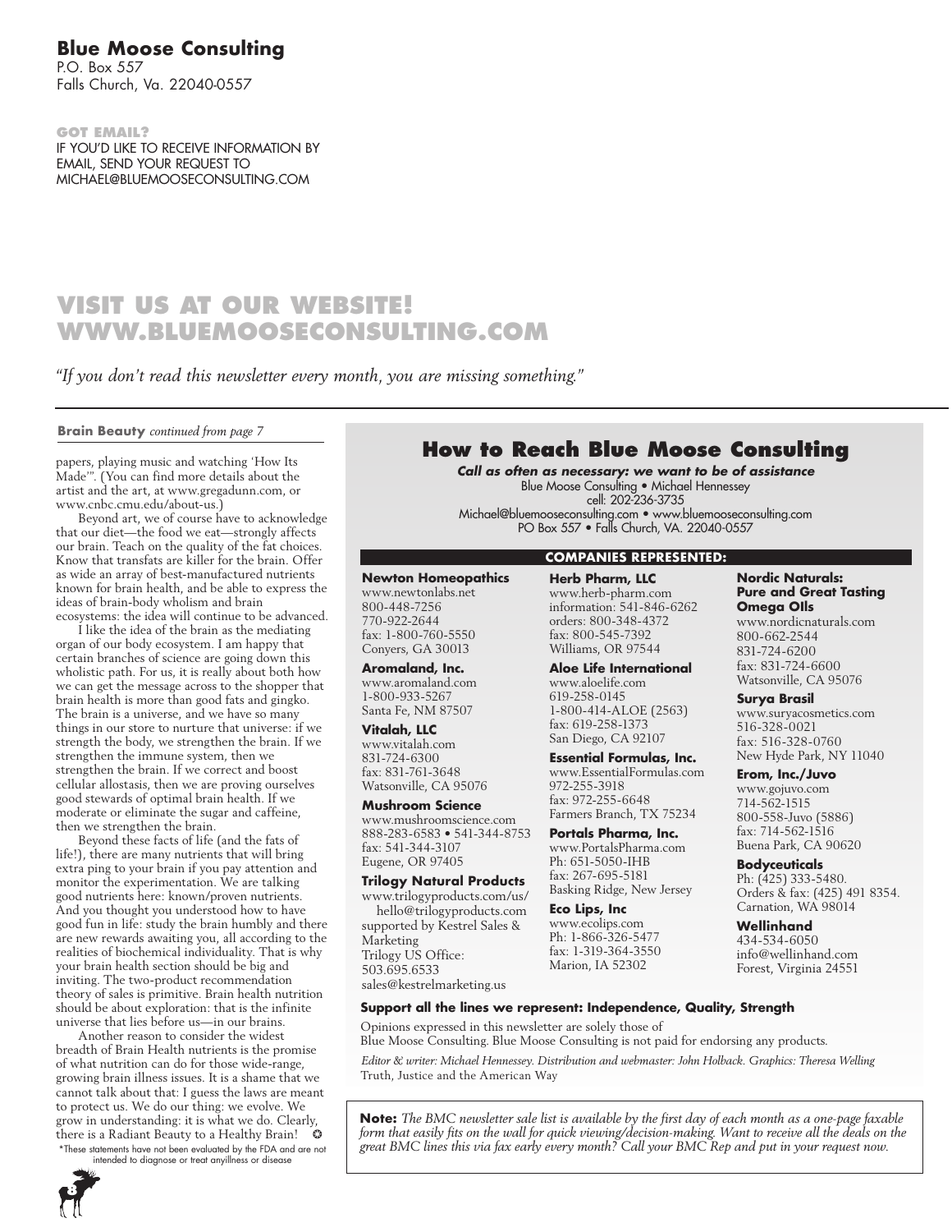## Blue Moose Consulting

P.O. Box 557
Falls Church, Va. 22040-0557

**GOT EMAIL?**
IF YOU'D LIKE TO RECEIVE INFORMATION BY EMAIL, SEND YOUR REQUEST TO MICHAEL@BLUEMOOSECONSULTING.COM

## VISIT US AT OUR WEBSITE! WWW.BLUEMOOSECONSULTING.COM

*"If you don't read this newsletter every month, you are missing something."*

**Brain Beauty** *continued from page 7*

papers, playing music and watching 'How Its Made'". (You can find more details about the artist and the art, at www.gregadunn.com, or www.cnbc.cmu.edu/about-us.)

Beyond art, we of course have to acknowledge that our diet—the food we eat—strongly affects our brain. Teach on the quality of the fat choices. Know that transfats are killer for the brain. Offer as wide an array of best-manufactured nutrients known for brain health, and be able to express the ideas of brain-body wholism and brain ecosystems: the idea will continue to be advanced.

I like the idea of the brain as the mediating organ of our body ecosystem. I am happy that certain branches of science are going down this wholistic path. For us, it is really about both how we can get the message across to the shopper that brain health is more than good fats and gingko. The brain is a universe, and we have so many things in our store to nurture that universe: if we strength the body, we strengthen the brain. If we strengthen the immune system, then we strengthen the brain. If we correct and boost cellular allostasis, then we are proving ourselves good stewards of optimal brain health. If we moderate or eliminate the sugar and caffeine, then we strengthen the brain.

Beyond these facts of life (and the fats of life!), there are many nutrients that will bring extra ping to your brain if you pay attention and monitor the experimentation. We are talking good nutrients here: known/proven nutrients. And you thought you understood how to have good fun in life: study the brain humbly and there are new rewards awaiting you, all according to the realities of biochemical individuality. That is why your brain health section should be big and inviting. The two-product recommendation theory of sales is primitive. Brain health nutrition should be about exploration: that is the infinite universe that lies before us—in our brains.

Another reason to consider the widest breadth of Brain Health nutrients is the promise of what nutrition can do for those wide-range, growing brain illness issues. It is a shame that we cannot talk about that: I guess the laws are meant to protect us. We do our thing: we evolve. We grow in understanding: it is what we do. Clearly, there is a Radiant Beauty to a Healthy Brain! ✪

\*These statements have not been evaluated by the FDA and are not intended to diagnose or treat anyillness or disease

## How to Reach Blue Moose Consulting

***Call as often as necessary: we want to be of assistance***
Blue Moose Consulting • Michael Hennessey
cell: 202-236-3735
Michael@bluemooseconsulting.com • www.bluemooseconsulting.com
PO Box 557 • Falls Church, VA. 22040-0557

### COMPANIES REPRESENTED:

**Newton Homeopathics**
www.newtonlabs.net
800-448-7256
770-922-2644
fax: 1-800-760-5550
Conyers, GA 30013

**Aromaland, Inc.**
www.aromaland.com
1-800-933-5267
Santa Fe, NM 87507

**Vitalah, LLC**
www.vitalah.com
831-724-6300
fax: 831-761-3648
Watsonville, CA 95076

**Mushroom Science**
www.mushroomscience.com
888-283-6583 • 541-344-8753
fax: 541-344-3107
Eugene, OR 97405

**Trilogy Natural Products**
www.trilogyproducts.com/us/
hello@trilogyproducts.com
supported by Kestrel Sales & Marketing
Trilogy US Office:
503.695.6533
sales@kestrelmarketing.us

**Herb Pharm, LLC**
www.herb-pharm.com
information: 541-846-6262
orders: 800-348-4372
fax: 800-545-7392
Williams, OR 97544

**Aloe Life International**
www.aloelife.com
619-258-0145
1-800-414-ALOE (2563)
fax: 619-258-1373
San Diego, CA 92107

**Essential Formulas, Inc.**
www.EssentialFormulas.com
972-255-3918
fax: 972-255-6648
Farmers Branch, TX 75234

**Portals Pharma, Inc.**
www.PortalsPharma.com
Ph: 651-5050-IHB
fax: 267-695-5181
Basking Ridge, New Jersey

**Eco Lips, Inc**
www.ecolips.com
Ph: 1-866-326-5477
fax: 1-319-364-3550
Marion, IA 52302

**Nordic Naturals: Pure and Great Tasting Omega OIls**
www.nordicnaturals.com
800-662-2544
831-724-6200
fax: 831-724-6600
Watsonville, CA 95076

**Surya Brasil**
www.suryacosmetics.com
516-328-0021
fax: 516-328-0760
New Hyde Park, NY 11040

**Erom, Inc./Juvo**
www.gojuvo.com
714-562-1515
800-558-Juvo (5886)
fax: 714-562-1516
Buena Park, CA 90620

**Bodyceuticals**
Ph: (425) 333-5480.
Orders & fax: (425) 491 8354.
Carnation, WA 98014

**Wellinhand**
434-534-6050
info@wellinhand.com
Forest, Virginia 24551

**Support all the lines we represent: Independence, Quality, Strength**

Opinions expressed in this newsletter are solely those of Blue Moose Consulting. Blue Moose Consulting is not paid for endorsing any products.

*Editor & writer: Michael Hennessey. Distribution and webmaster: John Holback. Graphics: Theresa Welling*
Truth, Justice and the American Way

**Note:** *The BMC newsletter sale list is available by the first day of each month as a one-page faxable form that easily fits on the wall for quick viewing/decision-making. Want to receive all the deals on the great BMC lines this via fax early every month? Call your BMC Rep and put in your request now.*